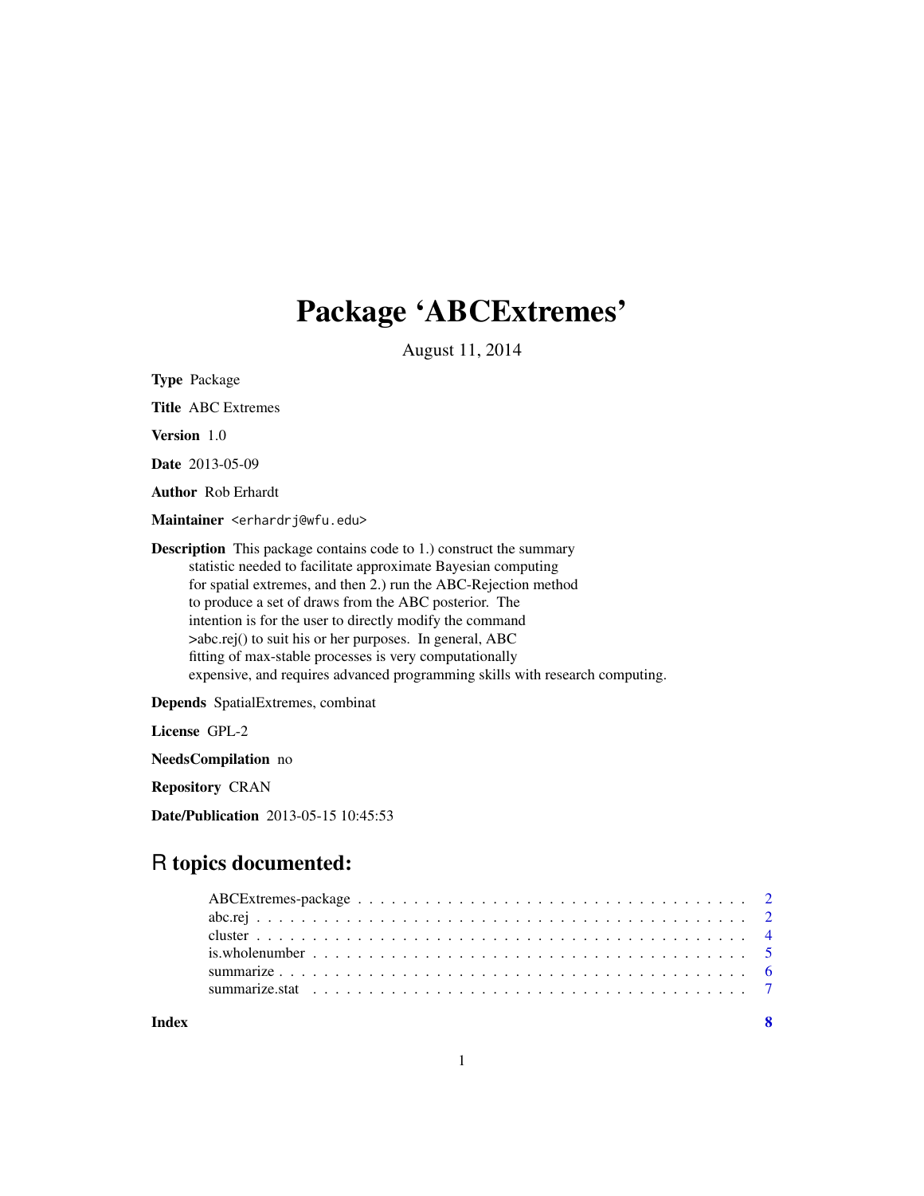# Package 'ABCExtremes'

August 11, 2014

**Type** Package

**Title** ABC Extremes

**Version** 1.0

**Date** 2013-05-09

**Author** Rob Erhardt

**Maintainer** <erhardrj@wfu.edu>

**Description** This package contains code to 1.) construct the summary statistic needed to facilitate approximate Bayesian computing for spatial extremes, and then 2.) run the ABC-Rejection method to produce a set of draws from the ABC posterior. The intention is for the user to directly modify the command >abc.rej() to suit his or her purposes. In general, ABC fitting of max-stable processes is very computationally expensive, and requires advanced programming skills with research computing.

**Depends** SpatialExtremes, combinat

**License** GPL-2

**NeedsCompilation** no

**Repository** CRAN

**Date/Publication** 2013-05-15 10:45:53

## R topics documented:

- ABCExtremes-package . . . . . . . . . . . . . . . . . . . . . . . . . . . . . . . . . . 2
- abc.rej . . . . . . . . . . . . . . . . . . . . . . . . . . . . . . . . . . . . . . . . . 2
- cluster . . . . . . . . . . . . . . . . . . . . . . . . . . . . . . . . . . . . . . . . . 4
- is.wholenumber . . . . . . . . . . . . . . . . . . . . . . . . . . . . . . . . . . . . . 5
- summarize . . . . . . . . . . . . . . . . . . . . . . . . . . . . . . . . . . . . . . . 6
- summarize.stat . . . . . . . . . . . . . . . . . . . . . . . . . . . . . . . . . . . . . 7

**Index** 8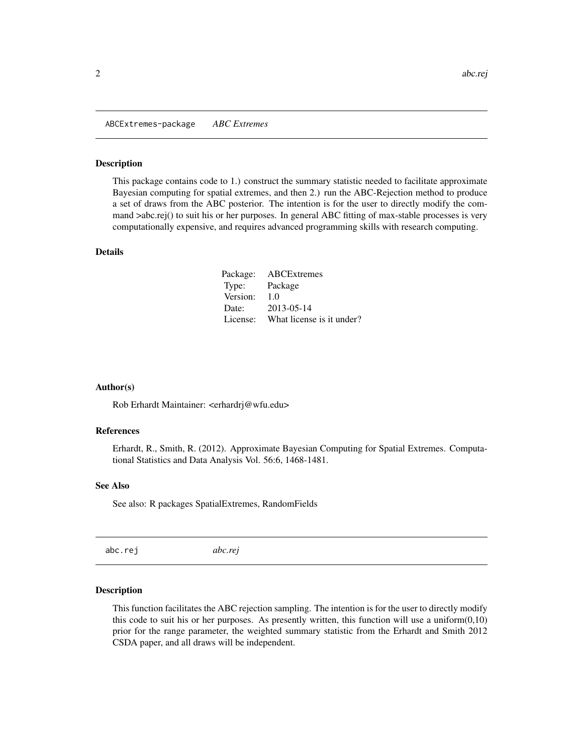## ABCExtremes-package *ABC Extremes*

### Description

This package contains code to 1.) construct the summary statistic needed to facilitate approximate Bayesian computing for spatial extremes, and then 2.) run the ABC-Rejection method to produce a set of draws from the ABC posterior. The intention is for the user to directly modify the command >abc.rej() to suit his or her purposes. In general ABC fitting of max-stable processes is very computationally expensive, and requires advanced programming skills with research computing.

### Details

| | |
|---|---|
| Package: | ABCExtremes |
| Type: | Package |
| Version: | 1.0 |
| Date: | 2013-05-14 |
| License: | What license is it under? |

### Author(s)

Rob Erhardt Maintainer: <erhardrj@wfu.edu>

### References

Erhardt, R., Smith, R. (2012). Approximate Bayesian Computing for Spatial Extremes. Computational Statistics and Data Analysis Vol. 56:6, 1468-1481.

### See Also

See also: R packages SpatialExtremes, RandomFields

## abc.rej *abc.rej*

### Description

This function facilitates the ABC rejection sampling. The intention is for the user to directly modify this code to suit his or her purposes. As presently written, this function will use a uniform(0,10) prior for the range parameter, the weighted summary statistic from the Erhardt and Smith 2012 CSDA paper, and all draws will be independent.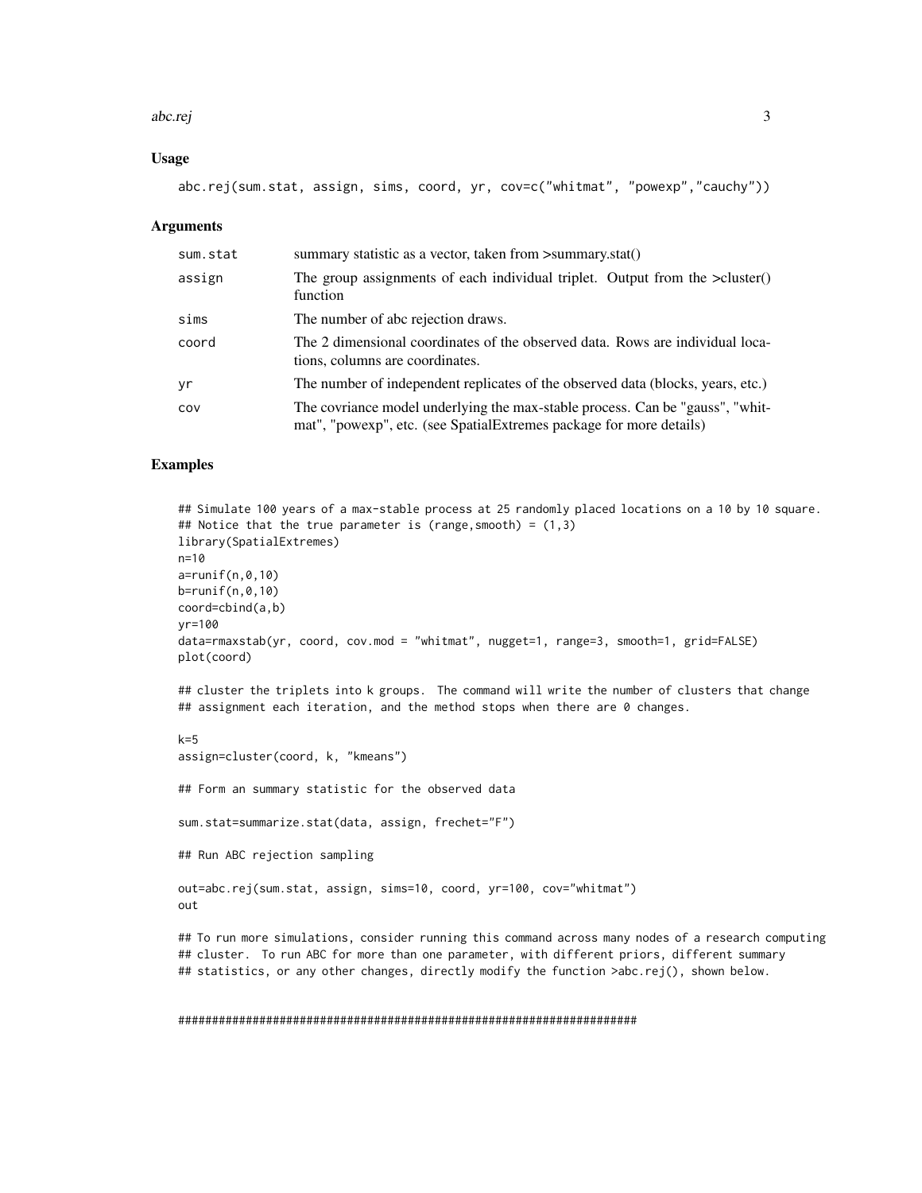### Usage

```
abc.rej(sum.stat, assign, sims, coord, yr, cov=c("whitmat", "powexp","cauchy"))
```

### Arguments

| | |
|---|---|
| sum.stat | summary statistic as a vector, taken from >summary.stat() |
| assign | The group assignments of each individual triplet. Output from the >cluster() function |
| sims | The number of abc rejection draws. |
| coord | The 2 dimensional coordinates of the observed data. Rows are individual locations, columns are coordinates. |
| yr | The number of independent replicates of the observed data (blocks, years, etc.) |
| cov | The covriance model underlying the max-stable process. Can be "gauss", "whitmat", "powexp", etc. (see SpatialExtremes package for more details) |

### Examples

```
## Simulate 100 years of a max-stable process at 25 randomly placed locations on a 10 by 10 square.
## Notice that the true parameter is (range,smooth) = (1,3)
library(SpatialExtremes)
n=10
a=runif(n,0,10)
b=runif(n,0,10)
coord=cbind(a,b)
yr=100
data=rmaxstab(yr, coord, cov.mod = "whitmat", nugget=1, range=3, smooth=1, grid=FALSE)
plot(coord)

## cluster the triplets into k groups.  The command will write the number of clusters that change
## assignment each iteration, and the method stops when there are 0 changes.

k=5
assign=cluster(coord, k, "kmeans")

## Form an summary statistic for the observed data

sum.stat=summarize.stat(data, assign, frechet="F")

## Run ABC rejection sampling

out=abc.rej(sum.stat, assign, sims=10, coord, yr=100, cov="whitmat")
out

## To run more simulations, consider running this command across many nodes of a research computing
## cluster.  To run ABC for more than one parameter, with different priors, different summary
## statistics, or any other changes, directly modify the function >abc.rej(), shown below.


###################################################################
```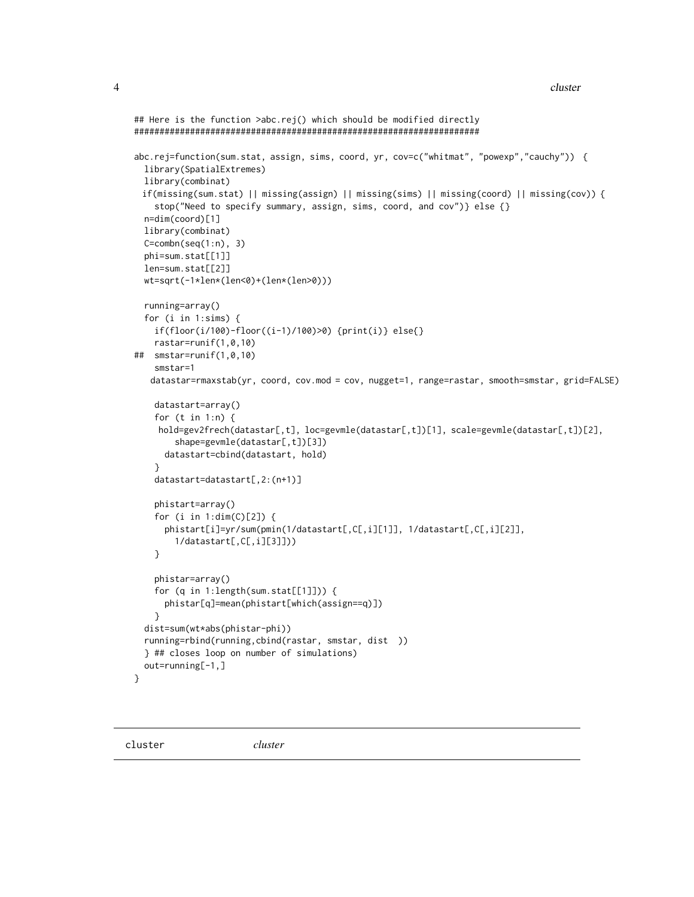```
## Here is the function >abc.rej() which should be modified directly
####################################################################

abc.rej=function(sum.stat, assign, sims, coord, yr, cov=c("whitmat", "powexp","cauchy"))  {
  library(SpatialExtremes)
  library(combinat)
 if(missing(sum.stat) || missing(assign) || missing(sims) || missing(coord) || missing(cov)) {
    stop("Need to specify summary, assign, sims, coord, and cov")} else {}
  n=dim(coord)[1]
  library(combinat)
  C=combn(seq(1:n), 3)
  phi=sum.stat[[1]]
  len=sum.stat[[2]]
  wt=sqrt(-1*len*(len<0)+(len*(len>0)))

  running=array()
  for (i in 1:sims) {
    if(floor(i/100)-floor((i-1)/100)>0) {print(i)} else{}
    rastar=runif(1,0,10)
##  smstar=runif(1,0,10)
    smstar=1
   datastar=rmaxstab(yr, coord, cov.mod = cov, nugget=1, range=rastar, smooth=smstar, grid=FALSE)

    datastart=array()
    for (t in 1:n) {
     hold=gev2frech(datastar[,t], loc=gevmle(datastar[,t])[1], scale=gevmle(datastar[,t])[2],
        shape=gevmle(datastar[,t])[3])
      datastart=cbind(datastart, hold)
    }
    datastart=datastart[,2:(n+1)]

    phistart=array()
    for (i in 1:dim(C)[2]) {
      phistart[i]=yr/sum(pmin(1/datastart[,C[,i][1]], 1/datastart[,C[,i][2]],
        1/datastart[,C[,i][3]]))
    }

    phistar=array()
    for (q in 1:length(sum.stat[[1]])) {
      phistar[q]=mean(phistart[which(assign==q)])
    }
  dist=sum(wt*abs(phistar-phi))
  running=rbind(running,cbind(rastar, smstar, dist  ))
  } ## closes loop on number of simulations)
  out=running[-1,]
}
```

---

cluster *cluster*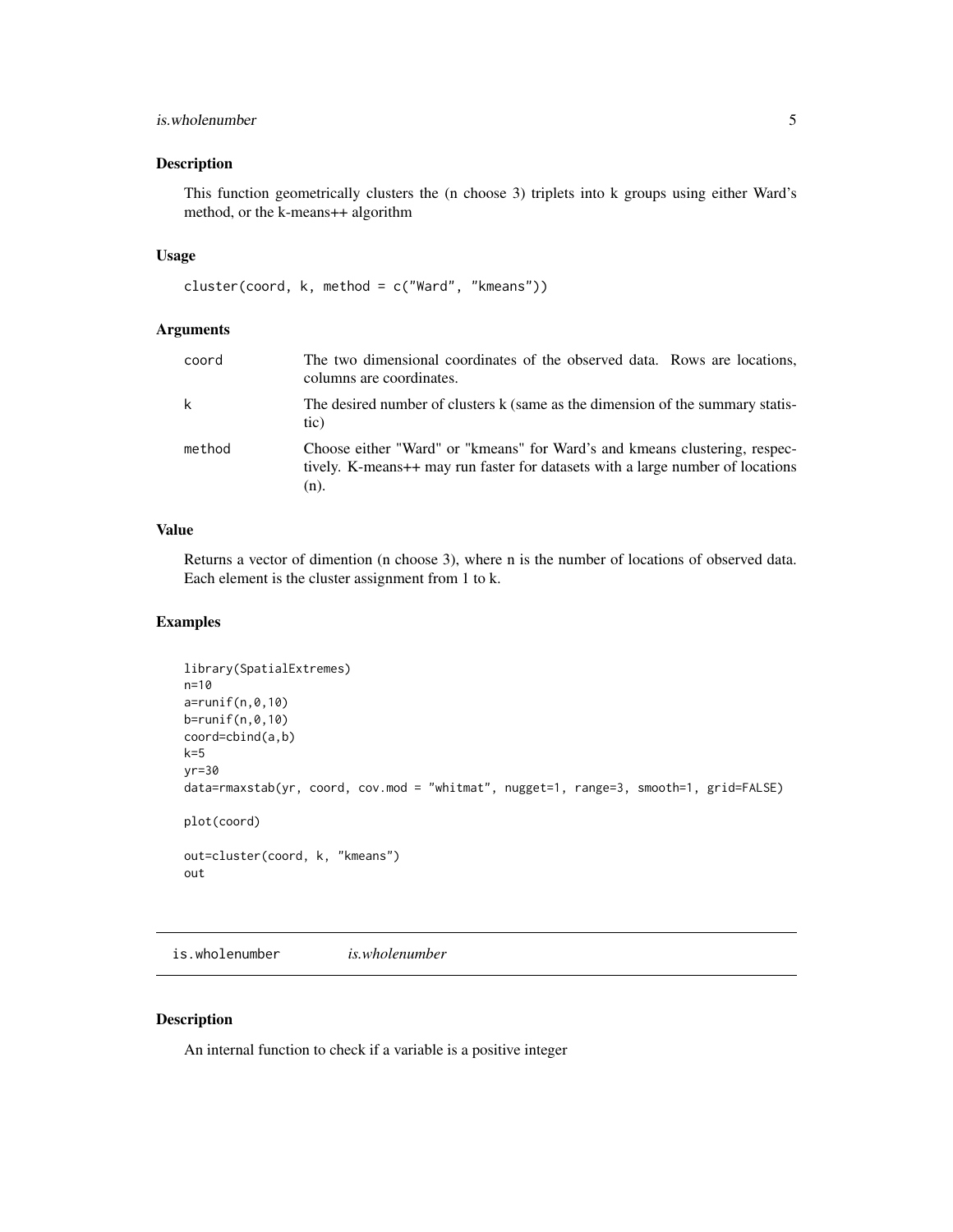## Description

This function geometrically clusters the (n choose 3) triplets into k groups using either Ward's method, or the k-means++ algorithm

## Usage

```
cluster(coord, k, method = c("Ward", "kmeans"))
```

## Arguments

| | |
|---|---|
| coord | The two dimensional coordinates of the observed data. Rows are locations, columns are coordinates. |
| k | The desired number of clusters k (same as the dimension of the summary statistic) |
| method | Choose either "Ward" or "kmeans" for Ward's and kmeans clustering, respectively. K-means++ may run faster for datasets with a large number of locations (n). |

## Value

Returns a vector of dimention (n choose 3), where n is the number of locations of observed data. Each element is the cluster assignment from 1 to k.

## Examples

```
library(SpatialExtremes)
n=10
a=runif(n,0,10)
b=runif(n,0,10)
coord=cbind(a,b)
k=5
yr=30
data=rmaxstab(yr, coord, cov.mod = "whitmat", nugget=1, range=3, smooth=1, grid=FALSE)

plot(coord)

out=cluster(coord, k, "kmeans")
out
```

---

# is.wholenumber *is.wholenumber*

## Description

An internal function to check if a variable is a positive integer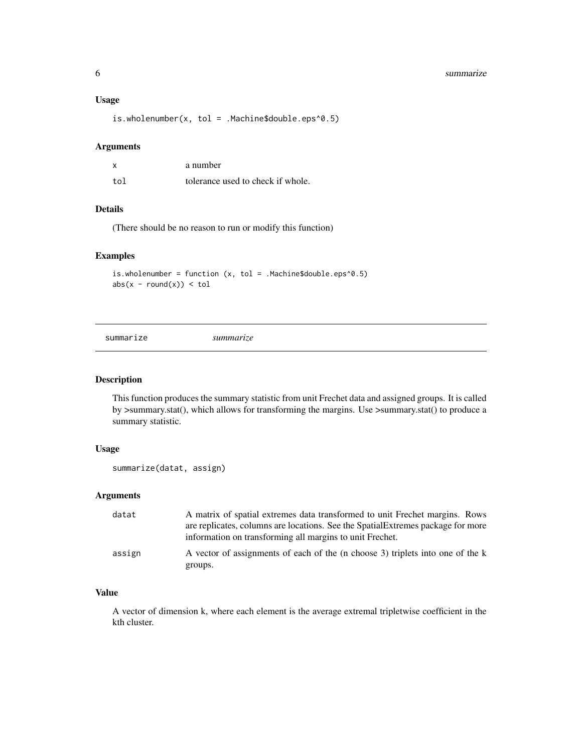### Usage

```
is.wholenumber(x, tol = .Machine$double.eps^0.5)
```

### Arguments

| | |
|---|---|
| x | a number |
| tol | tolerance used to check if whole. |

### Details

(There should be no reason to run or modify this function)

### Examples

```
is.wholenumber = function (x, tol = .Machine$double.eps^0.5)
abs(x - round(x)) < tol
```

---

## summarize *summarize*

---

### Description

This function produces the summary statistic from unit Frechet data and assigned groups. It is called by >summary.stat(), which allows for transforming the margins. Use >summary.stat() to produce a summary statistic.

### Usage

```
summarize(datat, assign)
```

### Arguments

| | |
|---|---|
| datat | A matrix of spatial extremes data transformed to unit Frechet margins. Rows are replicates, columns are locations. See the SpatialExtremes package for more information on transforming all margins to unit Frechet. |
| assign | A vector of assignments of each of the (n choose 3) triplets into one of the k groups. |

### Value

A vector of dimension k, where each element is the average extremal tripletwise coefficient in the kth cluster.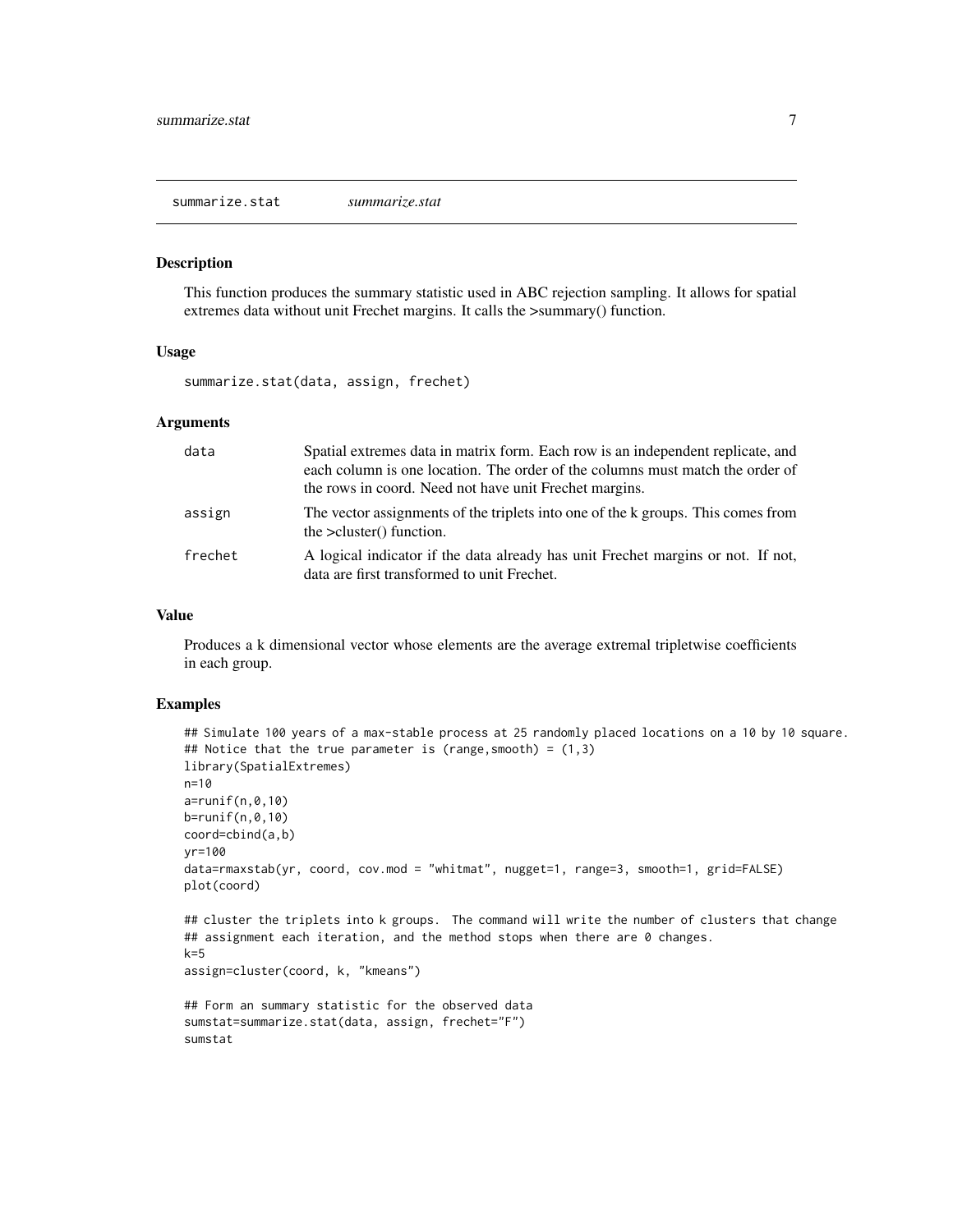summarize.stat *summarize.stat*

### Description

This function produces the summary statistic used in ABC rejection sampling. It allows for spatial extremes data without unit Frechet margins. It calls the >summary() function.

### Usage

```
summarize.stat(data, assign, frechet)
```

### Arguments

| | |
|---|---|
| data | Spatial extremes data in matrix form. Each row is an independent replicate, and each column is one location. The order of the columns must match the order of the rows in coord. Need not have unit Frechet margins. |
| assign | The vector assignments of the triplets into one of the k groups. This comes from the >cluster() function. |
| frechet | A logical indicator if the data already has unit Frechet margins or not. If not, data are first transformed to unit Frechet. |

### Value

Produces a k dimensional vector whose elements are the average extremal tripletwise coefficients in each group.

### Examples

```
## Simulate 100 years of a max-stable process at 25 randomly placed locations on a 10 by 10 square.
## Notice that the true parameter is (range,smooth) = (1,3)
library(SpatialExtremes)
n=10
a=runif(n,0,10)
b=runif(n,0,10)
coord=cbind(a,b)
yr=100
data=rmaxstab(yr, coord, cov.mod = "whitmat", nugget=1, range=3, smooth=1, grid=FALSE)
plot(coord)

## cluster the triplets into k groups.  The command will write the number of clusters that change
## assignment each iteration, and the method stops when there are 0 changes.
k=5
assign=cluster(coord, k, "kmeans")

## Form an summary statistic for the observed data
sumstat=summarize.stat(data, assign, frechet="F")
sumstat
```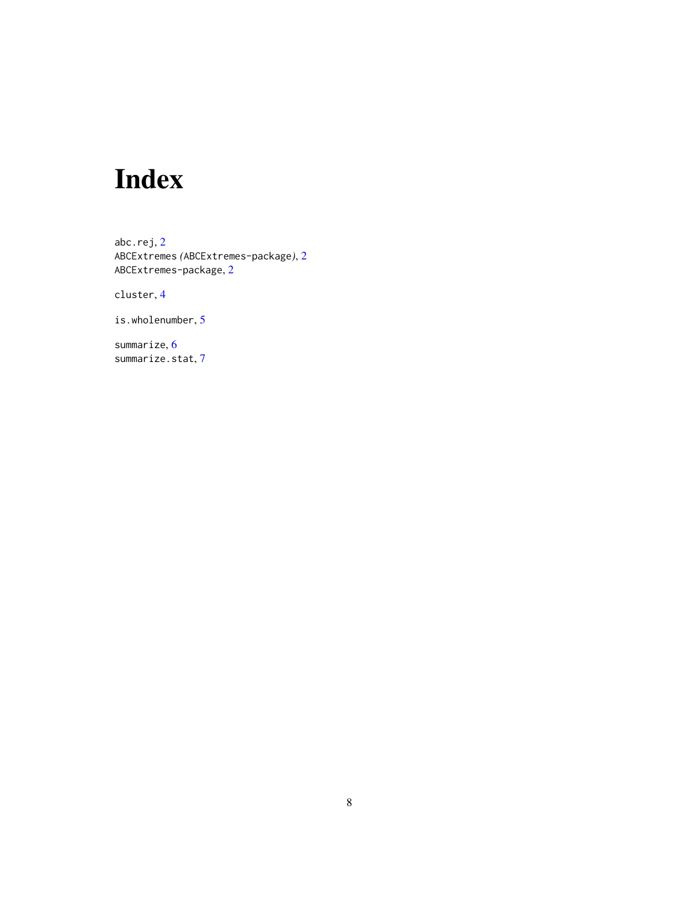# Index

abc.rej, 2
ABCExtremes (ABCExtremes-package), 2
ABCExtremes-package, 2

cluster, 4

is.wholenumber, 5

summarize, 6
summarize.stat, 7